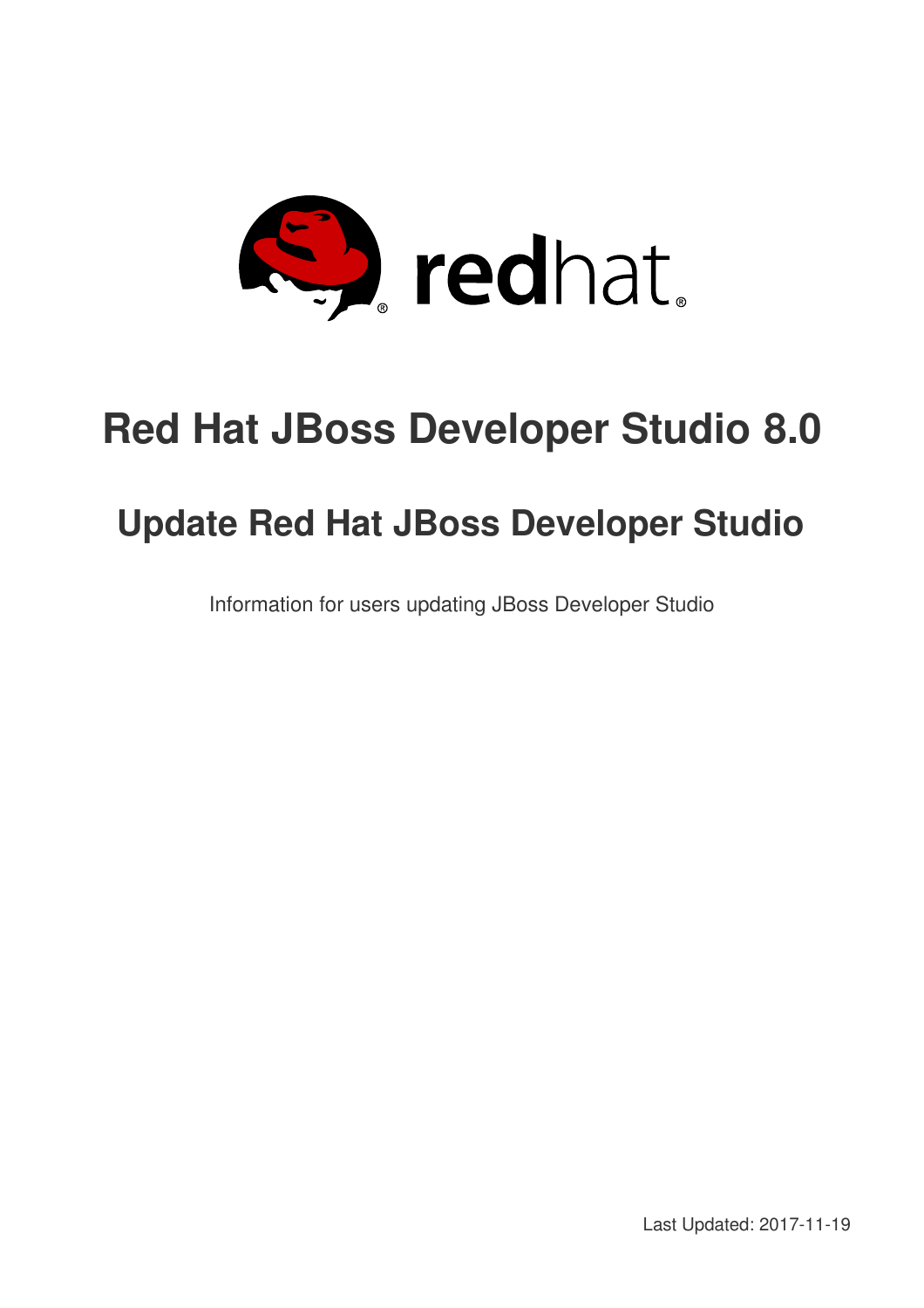# Red Hat JBoss Developer Studio 8.0

## Update Red Hat JBoss Developer Studio

Information for users updating JBoss Developer Studio

Last Updated: 2017-11-19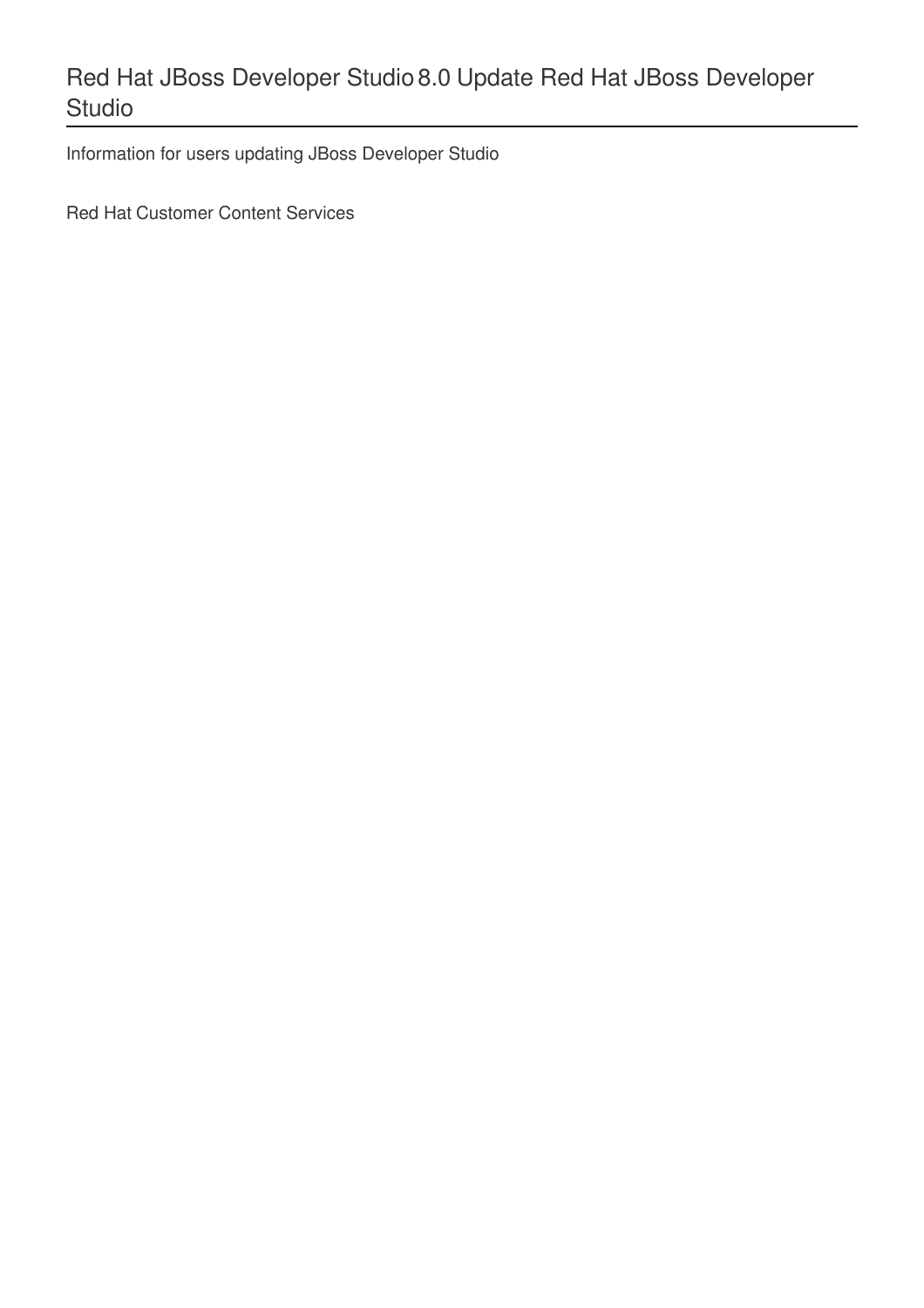# Red Hat JBoss Developer Studio 8.0 Update Red Hat JBoss Developer Studio

Information for users updating JBoss Developer Studio

Red Hat Customer Content Services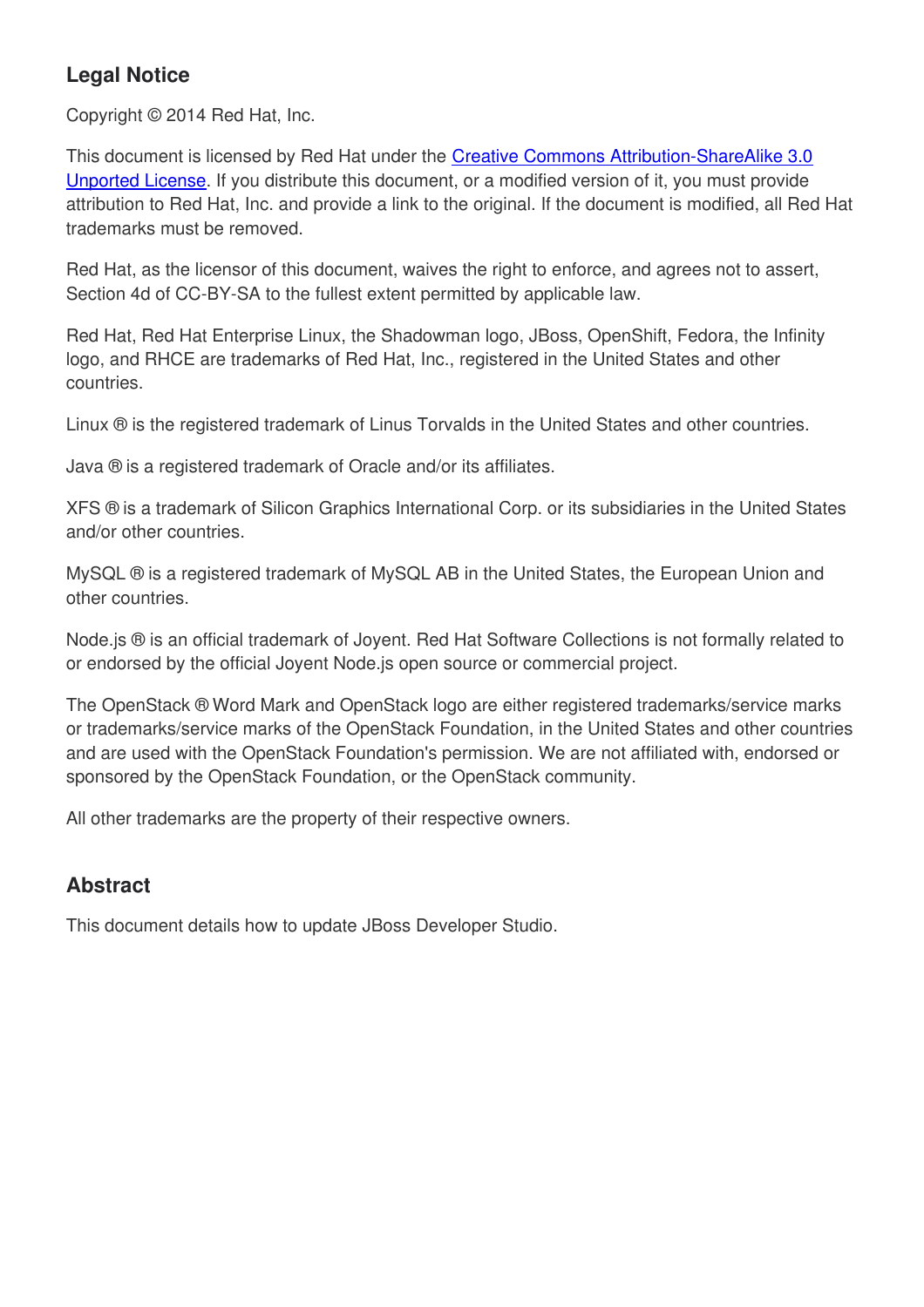## Legal Notice

Copyright © 2014 Red Hat, Inc.

This document is licensed by Red Hat under the Creative Commons Attribution-ShareAlike 3.0 Unported License. If you distribute this document, or a modified version of it, you must provide attribution to Red Hat, Inc. and provide a link to the original. If the document is modified, all Red Hat trademarks must be removed.

Red Hat, as the licensor of this document, waives the right to enforce, and agrees not to assert, Section 4d of CC-BY-SA to the fullest extent permitted by applicable law.

Red Hat, Red Hat Enterprise Linux, the Shadowman logo, JBoss, OpenShift, Fedora, the Infinity logo, and RHCE are trademarks of Red Hat, Inc., registered in the United States and other countries.

Linux ® is the registered trademark of Linus Torvalds in the United States and other countries.

Java ® is a registered trademark of Oracle and/or its affiliates.

XFS ® is a trademark of Silicon Graphics International Corp. or its subsidiaries in the United States and/or other countries.

MySQL ® is a registered trademark of MySQL AB in the United States, the European Union and other countries.

Node.js ® is an official trademark of Joyent. Red Hat Software Collections is not formally related to or endorsed by the official Joyent Node.js open source or commercial project.

The OpenStack ® Word Mark and OpenStack logo are either registered trademarks/service marks or trademarks/service marks of the OpenStack Foundation, in the United States and other countries and are used with the OpenStack Foundation's permission. We are not affiliated with, endorsed or sponsored by the OpenStack Foundation, or the OpenStack community.

All other trademarks are the property of their respective owners.

## Abstract

This document details how to update JBoss Developer Studio.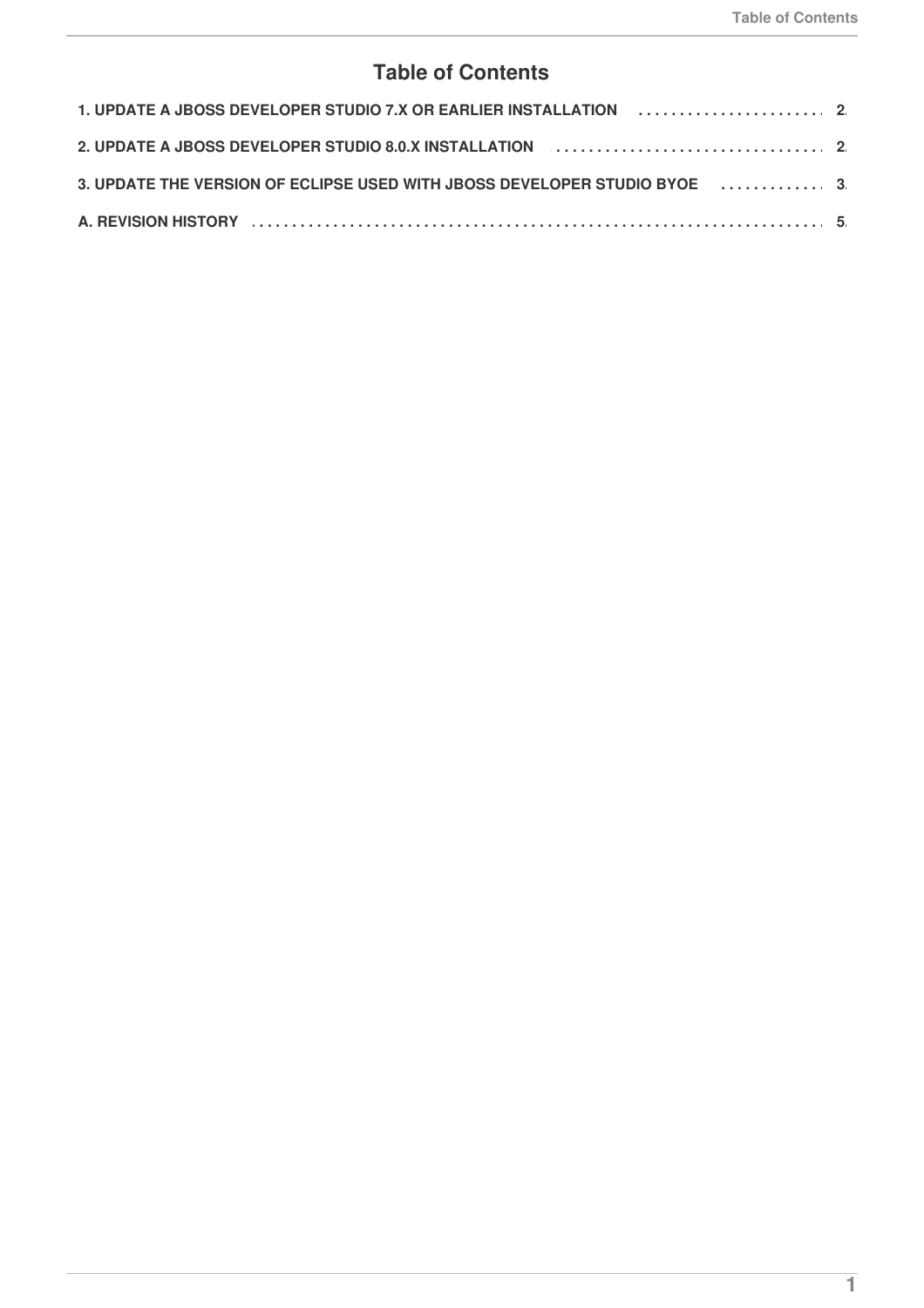# Table of Contents

1. UPDATE A JBOSS DEVELOPER STUDIO 7.X OR EARLIER INSTALLATION . . . . . . . . . . . . . . . . . . . . . . . 2
2. UPDATE A JBOSS DEVELOPER STUDIO 8.0.X INSTALLATION . . . . . . . . . . . . . . . . . . . . . . . . . . . . . . . . 2
3. UPDATE THE VERSION OF ECLIPSE USED WITH JBOSS DEVELOPER STUDIO BYOE . . . . . . . . . . . . 3

A. REVISION HISTORY . . . . . . . . . . . . . . . . . . . . . . . . . . . . . . . . . . . . . . . . . . . . . . . . . . . . . . . . . . . . . . . . . . . . . . 5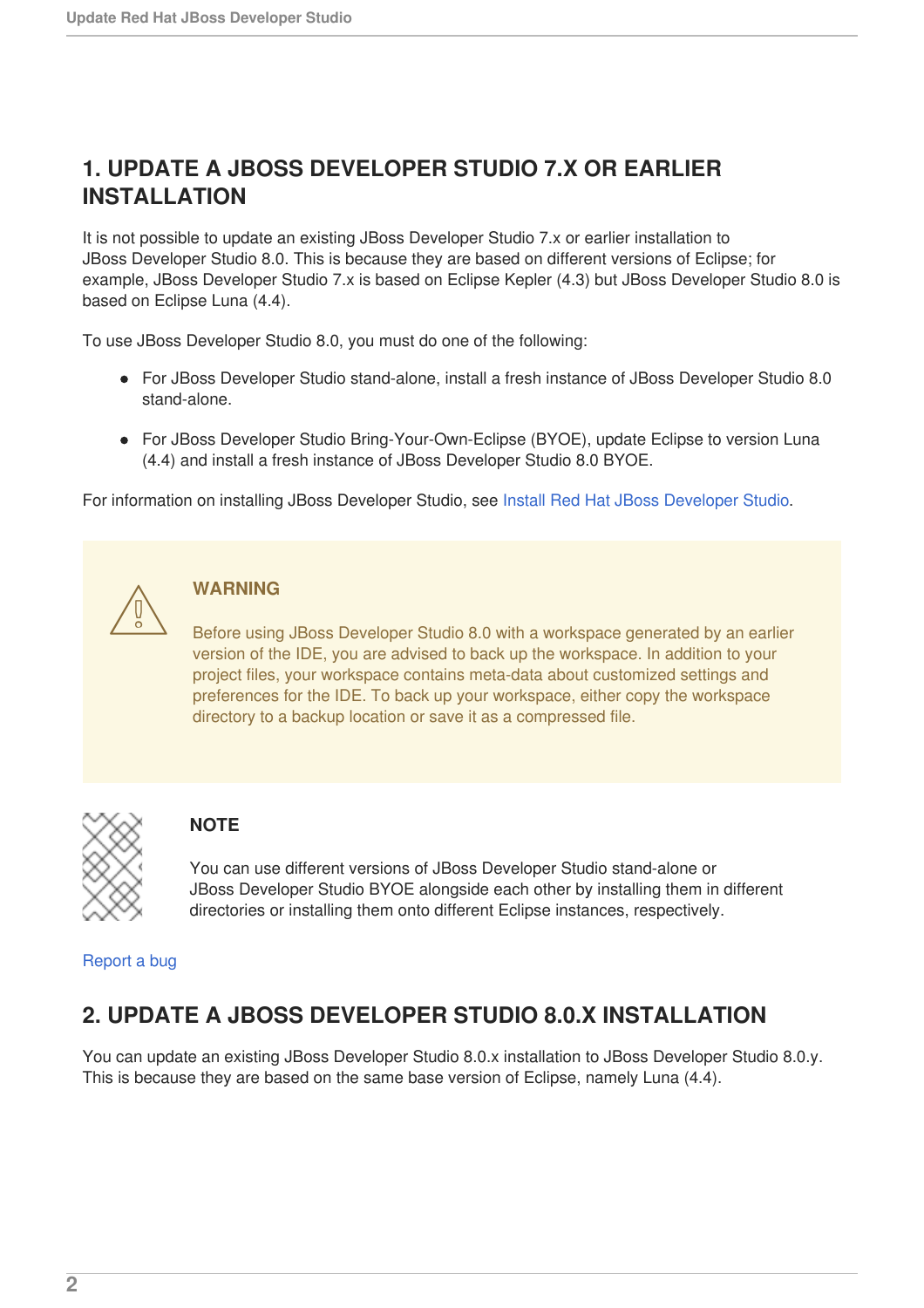## 1. UPDATE A JBOSS DEVELOPER STUDIO 7.X OR EARLIER INSTALLATION

It is not possible to update an existing JBoss Developer Studio 7.x or earlier installation to JBoss Developer Studio 8.0. This is because they are based on different versions of Eclipse; for example, JBoss Developer Studio 7.x is based on Eclipse Kepler (4.3) but JBoss Developer Studio 8.0 is based on Eclipse Luna (4.4).

To use JBoss Developer Studio 8.0, you must do one of the following:

- For JBoss Developer Studio stand-alone, install a fresh instance of JBoss Developer Studio 8.0 stand-alone.
- For JBoss Developer Studio Bring-Your-Own-Eclipse (BYOE), update Eclipse to version Luna (4.4) and install a fresh instance of JBoss Developer Studio 8.0 BYOE.

For information on installing JBoss Developer Studio, see Install Red Hat JBoss Developer Studio.

> **WARNING**
>
> Before using JBoss Developer Studio 8.0 with a workspace generated by an earlier version of the IDE, you are advised to back up the workspace. In addition to your project files, your workspace contains meta-data about customized settings and preferences for the IDE. To back up your workspace, either copy the workspace directory to a backup location or save it as a compressed file.

> **NOTE**
>
> You can use different versions of JBoss Developer Studio stand-alone or JBoss Developer Studio BYOE alongside each other by installing them in different directories or installing them onto different Eclipse instances, respectively.

Report a bug

## 2. UPDATE A JBOSS DEVELOPER STUDIO 8.0.X INSTALLATION

You can update an existing JBoss Developer Studio 8.0.x installation to JBoss Developer Studio 8.0.y. This is because they are based on the same base version of Eclipse, namely Luna (4.4).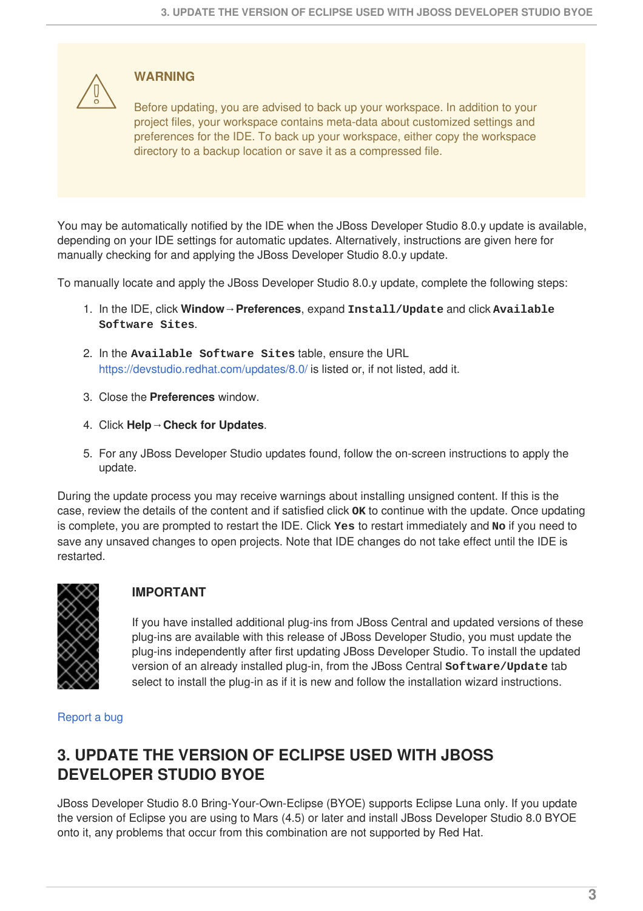> **WARNING**
>
> Before updating, you are advised to back up your workspace. In addition to your project files, your workspace contains meta-data about customized settings and preferences for the IDE. To back up your workspace, either copy the workspace directory to a backup location or save it as a compressed file.

You may be automatically notified by the IDE when the JBoss Developer Studio 8.0.y update is available, depending on your IDE settings for automatic updates. Alternatively, instructions are given here for manually checking for and applying the JBoss Developer Studio 8.0.y update.

To manually locate and apply the JBoss Developer Studio 8.0.y update, complete the following steps:

1. In the IDE, click **Window** → **Preferences**, expand **`Install/Update`** and click **`Available Software Sites`**.
2. In the **`Available Software Sites`** table, ensure the URL https://devstudio.redhat.com/updates/8.0/ is listed or, if not listed, add it.
3. Close the **Preferences** window.
4. Click **Help** → **Check for Updates**.
5. For any JBoss Developer Studio updates found, follow the on-screen instructions to apply the update.

During the update process you may receive warnings about installing unsigned content. If this is the case, review the details of the content and if satisfied click **`OK`** to continue with the update. Once updating is complete, you are prompted to restart the IDE. Click **`Yes`** to restart immediately and **`No`** if you need to save any unsaved changes to open projects. Note that IDE changes do not take effect until the IDE is restarted.

> **IMPORTANT**
>
> If you have installed additional plug-ins from JBoss Central and updated versions of these plug-ins are available with this release of JBoss Developer Studio, you must update the plug-ins independently after first updating JBoss Developer Studio. To install the updated version of an already installed plug-in, from the JBoss Central **`Software/Update`** tab select to install the plug-in as if it is new and follow the installation wizard instructions.

Report a bug

## 3. UPDATE THE VERSION OF ECLIPSE USED WITH JBOSS DEVELOPER STUDIO BYOE

JBoss Developer Studio 8.0 Bring-Your-Own-Eclipse (BYOE) supports Eclipse Luna only. If you update the version of Eclipse you are using to Mars (4.5) or later and install JBoss Developer Studio 8.0 BYOE onto it, any problems that occur from this combination are not supported by Red Hat.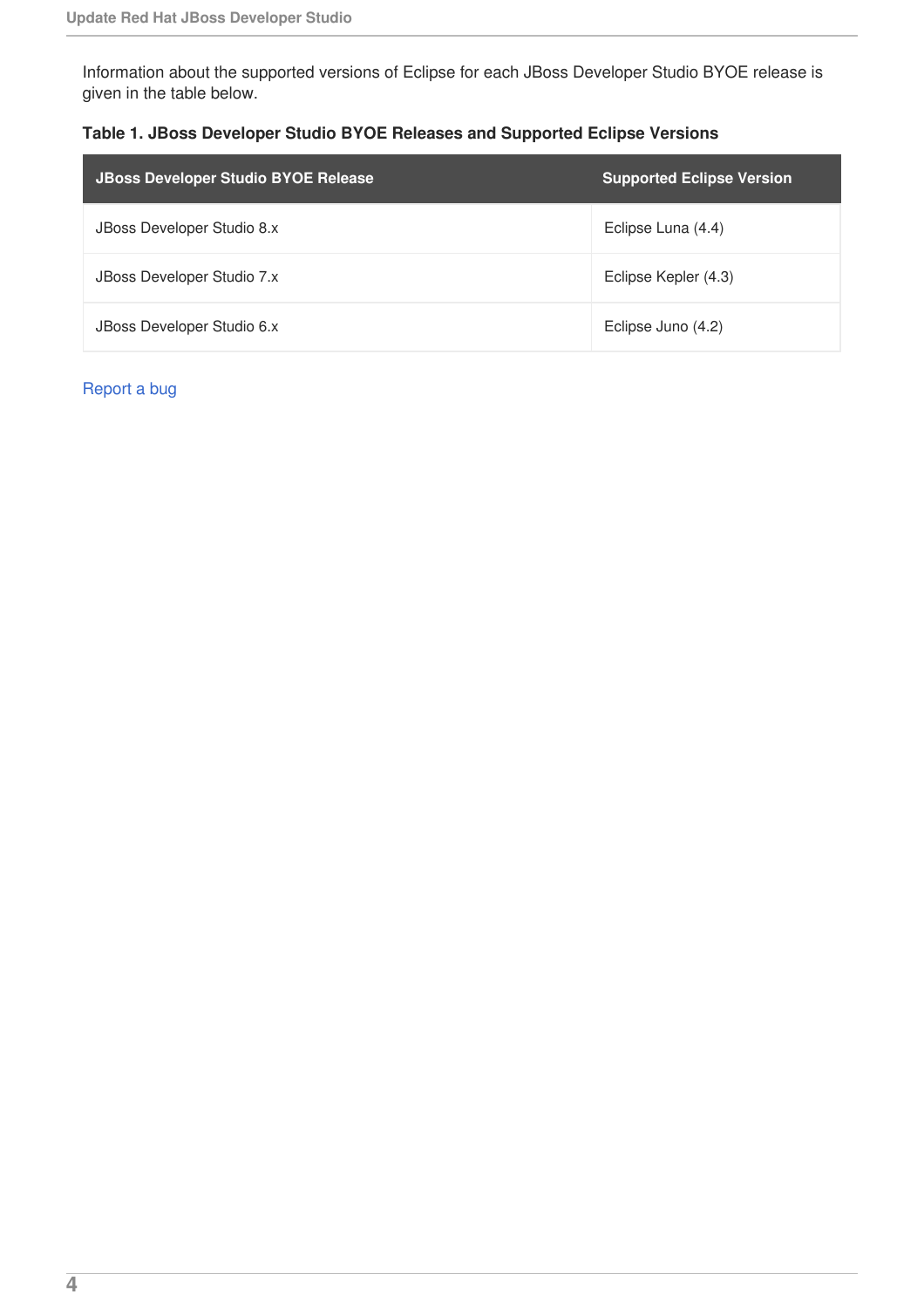Information about the supported versions of Eclipse for each JBoss Developer Studio BYOE release is given in the table below.

**Table 1. JBoss Developer Studio BYOE Releases and Supported Eclipse Versions**

| JBoss Developer Studio BYOE Release | Supported Eclipse Version |
| --- | --- |
| JBoss Developer Studio 8.x | Eclipse Luna (4.4) |
| JBoss Developer Studio 7.x | Eclipse Kepler (4.3) |
| JBoss Developer Studio 6.x | Eclipse Juno (4.2) |

Report a bug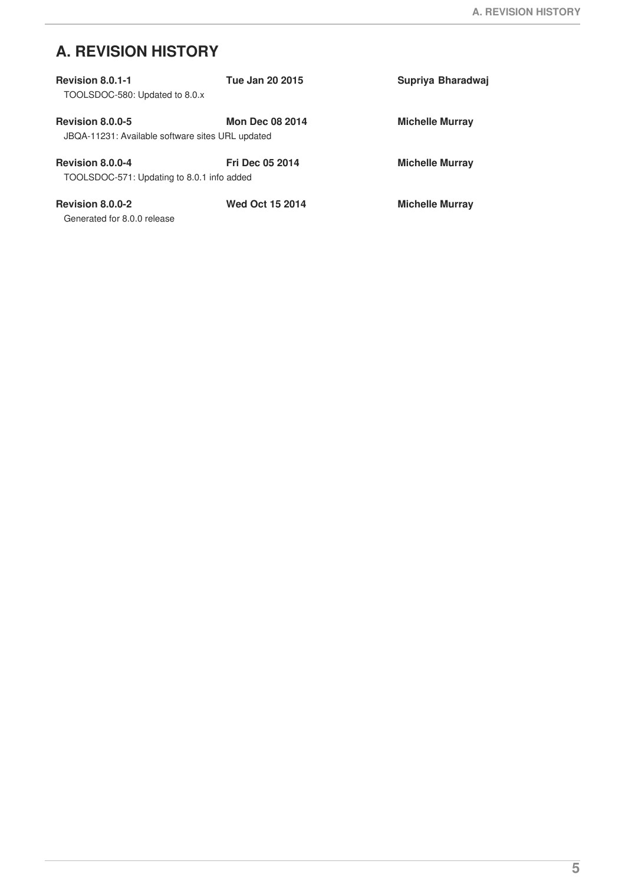# A. REVISION HISTORY

**Revision 8.0.1-1** **Tue Jan 20 2015** **Supriya Bharadwaj**

TOOLSDOC-580: Updated to 8.0.x

**Revision 8.0.0-5** **Mon Dec 08 2014** **Michelle Murray**

JBQA-11231: Available software sites URL updated

**Revision 8.0.0-4** **Fri Dec 05 2014** **Michelle Murray**

TOOLSDOC-571: Updating to 8.0.1 info added

**Revision 8.0.0-2** **Wed Oct 15 2014** **Michelle Murray**

Generated for 8.0.0 release